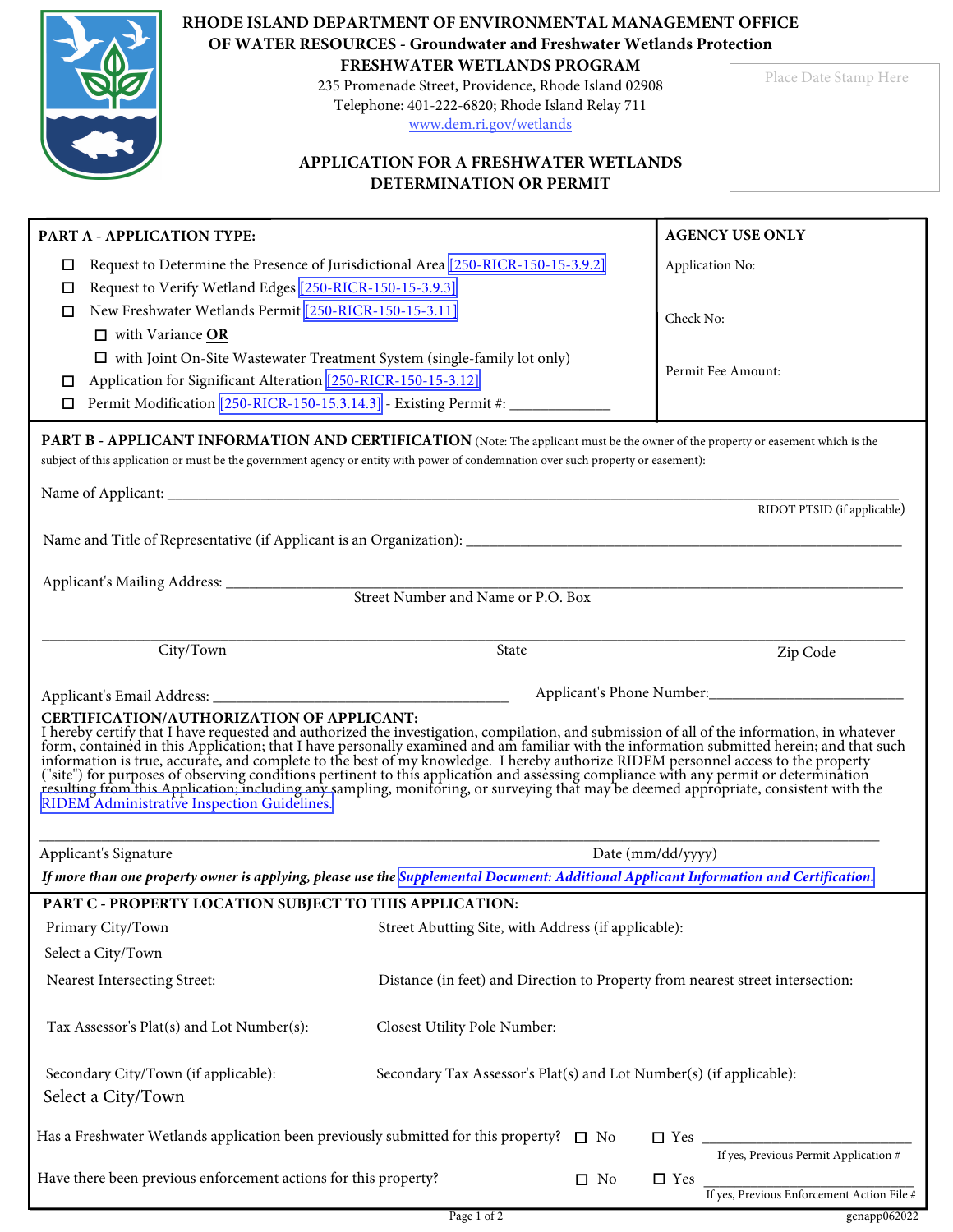# RHODE ISLAND DEPARTMENT OF ENVIRONMENTAL MANAGEMENT OFFICE OF WATER RESOURCES - Groundwater and Freshwater Wetlands Protection

## FRESHWATER WETLANDS PROGRAM

235 Promenade Street, Providence, Rhode Island 02908
Telephone: 401-222-6820; Rhode Island Relay 711
www.dem.ri.gov/wetlands

Place Date Stamp Here

## APPLICATION FOR A FRESHWATER WETLANDS DETERMINATION OR PERMIT

### PART A - APPLICATION TYPE:

- ☐ Request to Determine the Presence of Jurisdictional Area [250-RICR-150-15-3.9.2]
- ☐ Request to Verify Wetland Edges [250-RICR-150-15-3.9.3]
- ☐ New Freshwater Wetlands Permit [250-RICR-150-15-3.11]
  - ☐ with Variance **OR**
  - ☐ with Joint On-Site Wastewater Treatment System (single-family lot only)
- ☐ Application for Significant Alteration [250-RICR-150-15-3.12]
- ☐ Permit Modification [250-RICR-150-15.3.14.3] - Existing Permit #: ____________

**AGENCY USE ONLY**

Application No:

Check No:

Permit Fee Amount:

### PART B - APPLICANT INFORMATION AND CERTIFICATION

(Note: The applicant must be the owner of the property or easement which is the subject of this application or must be the government agency or entity with power of condemnation over such property or easement):

Name of Applicant: ____________________________________________________________

RIDOT PTSID (if applicable)

Name and Title of Representative (if Applicant is an Organization): ____________________________

Applicant's Mailing Address: ____________________________________________________________
Street Number and Name or P.O. Box

____________________________________________________________
City/Town State Zip Code

Applicant's Email Address: ______________________________ Applicant's Phone Number: ______________________

**CERTIFICATION/AUTHORIZATION OF APPLICANT:**
I hereby certify that I have requested and authorized the investigation, compilation, and submission of all of the information, in whatever form, contained in this Application; that I have personally examined and am familiar with the information submitted herein; and that such information is true, accurate, and complete to the best of my knowledge. I hereby authorize RIDEM personnel access to the property ("site") for purposes of observing conditions pertinent to this application and assessing compliance with any permit or determination resulting from this Application; including any sampling, monitoring, or surveying that may be deemed appropriate, consistent with the RIDEM Administrative Inspection Guidelines.

____________________________________________________________
Applicant's Signature Date (mm/dd/yyyy)

***If more than one property owner is applying, please use the Supplemental Document: Additional Applicant Information and Certification.***

### PART C - PROPERTY LOCATION SUBJECT TO THIS APPLICATION:

Primary City/Town
Select a City/Town

Street Abutting Site, with Address (if applicable):

Nearest Intersecting Street:

Distance (in feet) and Direction to Property from nearest street intersection:

Tax Assessor's Plat(s) and Lot Number(s):

Closest Utility Pole Number:

Secondary City/Town (if applicable):
Select a City/Town

Secondary Tax Assessor's Plat(s) and Lot Number(s) (if applicable):

Has a Freshwater Wetlands application been previously submitted for this property? ☐ No ☐ Yes ______________________
If yes, Previous Permit Application #

Have there been previous enforcement actions for this property? ☐ No ☐ Yes ______________________
If yes, Previous Enforcement Action File #

genapp062022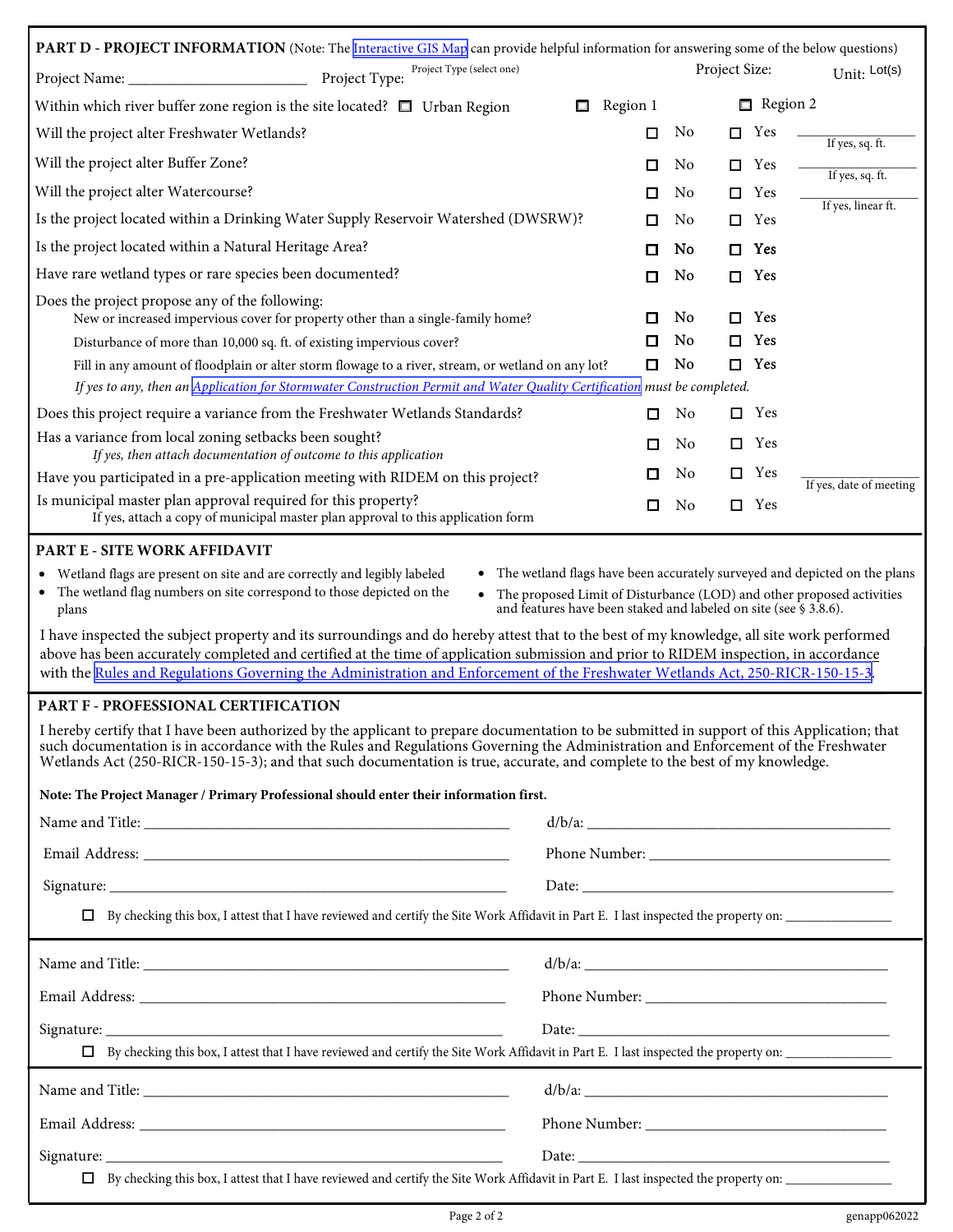## PART D - PROJECT INFORMATION (Note: The Interactive GIS Map can provide helpful information for answering some of the below questions)

Project Name: ______________________ Project Type: Project Type (select one) Project Size: Unit: Lot(s)

Within which river buffer zone region is the site located? ☐ Urban Region ☐ Region 1 ☐ Region 2

| | | | |
|---|---|---|---|
| Will the project alter Freshwater Wetlands? | ☐ No | ☐ Yes | ________ If yes, sq. ft. |
| Will the project alter Buffer Zone? | ☐ No | ☐ Yes | ________ If yes, sq. ft. |
| Will the project alter Watercourse? | ☐ No | ☐ Yes | ________ If yes, linear ft. |
| Is the project located within a Drinking Water Supply Reservoir Watershed (DWSRW)? | ☐ No | ☐ Yes | |
| Is the project located within a Natural Heritage Area? | ☐ **No** | ☐ **Yes** | |
| Have rare wetland types or rare species been documented? | ☐ No | ☐ Yes | |

Does the project propose any of the following:

| | | |
|---|---|---|
| New or increased impervious cover for property other than a single-family home? | ☐ No | ☐ Yes |
| Disturbance of more than 10,000 sq. ft. of existing impervious cover? | ☐ No | ☐ Yes |
| Fill in any amount of floodplain or alter storm flowage to a river, stream, or wetland on any lot? | ☐ No | ☐ Yes |

*If yes to any, then an Application for Stormwater Construction Permit and Water Quality Certification must be completed.*

| | | | |
|---|---|---|---|
| Does this project require a variance from the Freshwater Wetlands Standards? | ☐ No | ☐ Yes | |
| Has a variance from local zoning setbacks been sought? *If yes, then attach documentation of outcome to this application* | ☐ No | ☐ Yes | |
| Have you participated in a pre-application meeting with RIDEM on this project? | ☐ No | ☐ Yes | ________ If yes, date of meeting |
| Is municipal master plan approval required for this property? If yes, attach a copy of municipal master plan approval to this application form | ☐ No | ☐ Yes | |

## PART E - SITE WORK AFFIDAVIT

- Wetland flags are present on site and are correctly and legibly labeled
- The wetland flag numbers on site correspond to those depicted on the plans
- The wetland flags have been accurately surveyed and depicted on the plans
- The proposed Limit of Disturbance (LOD) and other proposed activities and features have been staked and labeled on site (see § 3.8.6).

I have inspected the subject property and its surroundings and do hereby attest that to the best of my knowledge, all site work performed above has been accurately completed and certified at the time of application submission and prior to RIDEM inspection, in accordance with the Rules and Regulations Governing the Administration and Enforcement of the Freshwater Wetlands Act, 250-RICR-150-15-3.

## PART F - PROFESSIONAL CERTIFICATION

I hereby certify that I have been authorized by the applicant to prepare documentation to be submitted in support of this Application; that such documentation is in accordance with the Rules and Regulations Governing the Administration and Enforcement of the Freshwater Wetlands Act (250-RICR-150-15-3); and that such documentation is true, accurate, and complete to the best of my knowledge.

**Note: The Project Manager / Primary Professional should enter their information first.**

Name and Title: ______________________________ d/b/a: ______________________________

Email Address: ______________________________ Phone Number: ______________________________

Signature: ______________________________ Date: ______________________________

☐ By checking this box, I attest that I have reviewed and certify the Site Work Affidavit in Part E. I last inspected the property on: ____________

Name and Title: ______________________________ d/b/a: ______________________________

Email Address: ______________________________ Phone Number: ______________________________

Signature: ______________________________ Date: ______________________________

☐ By checking this box, I attest that I have reviewed and certify the Site Work Affidavit in Part E. I last inspected the property on: ____________

Name and Title: ______________________________ d/b/a: ______________________________

Email Address: ______________________________ Phone Number: ______________________________

Signature: ______________________________ Date: ______________________________

☐ By checking this box, I attest that I have reviewed and certify the Site Work Affidavit in Part E. I last inspected the property on: ____________

genapp062022